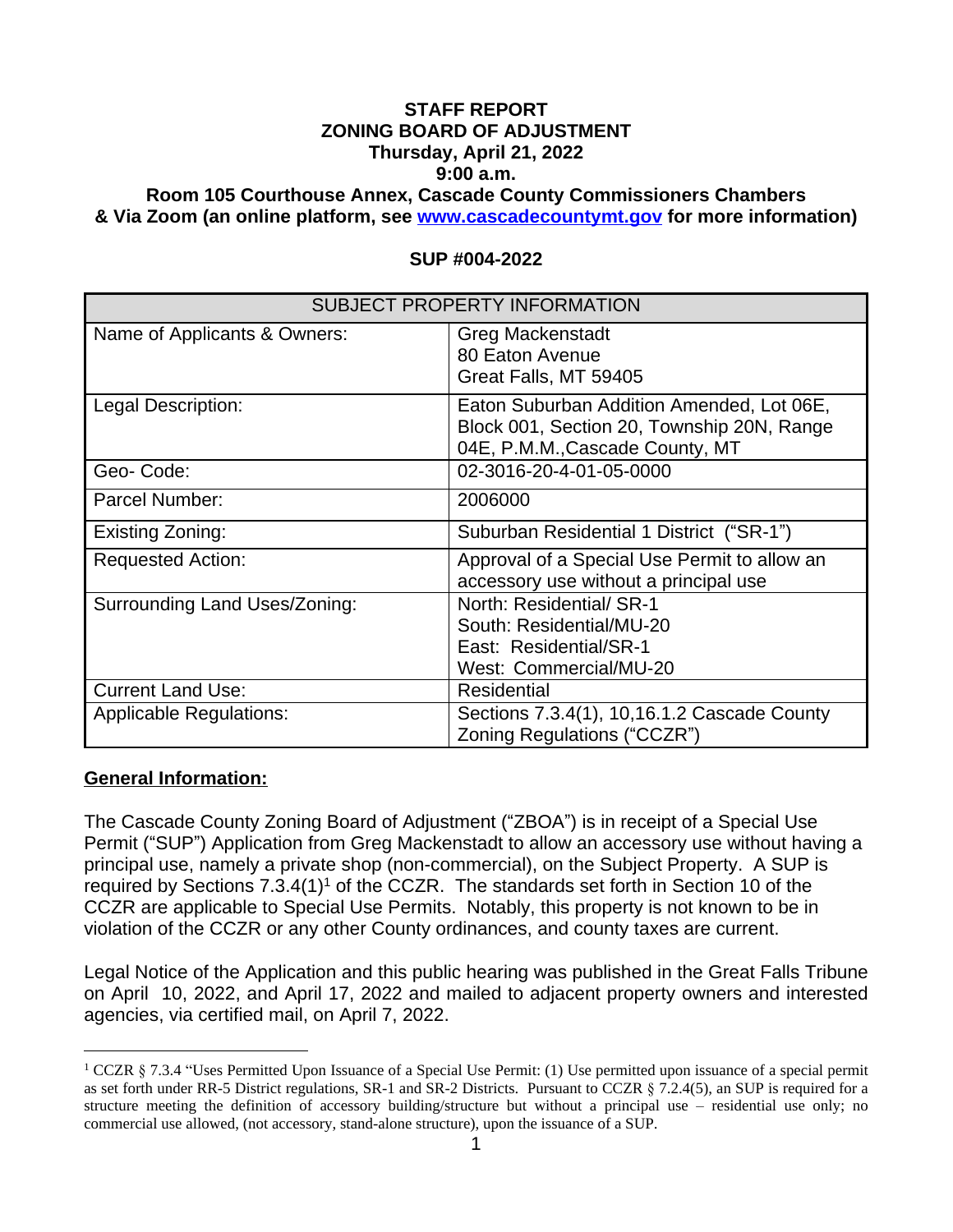**STAFF REPORT**
**ZONING BOARD OF ADJUSTMENT**
**Thursday, April 21, 2022**
**9:00 a.m.**
**Room 105 Courthouse Annex, Cascade County Commissioners Chambers & Via Zoom (an online platform, see [www.cascadecountymt.gov](http://www.cascadecountymt.gov) for more information)**

**SUP #004-2022**

| SUBJECT PROPERTY INFORMATION | |
|---|---|
| Name of Applicants & Owners: | Greg Mackenstadt<br>80 Eaton Avenue<br>Great Falls, MT 59405 |
| Legal Description: | Eaton Suburban Addition Amended, Lot 06E, Block 001, Section 20, Township 20N, Range 04E, P.M.M.,Cascade County, MT |
| Geo- Code: | 02-3016-20-4-01-05-0000 |
| Parcel Number: | 2006000 |
| Existing Zoning: | Suburban Residential 1 District ("SR-1") |
| Requested Action: | Approval of a Special Use Permit to allow an accessory use without a principal use |
| Surrounding Land Uses/Zoning: | North: Residential/ SR-1<br>South: Residential/MU-20<br>East: Residential/SR-1<br>West: Commercial/MU-20 |
| Current Land Use: | Residential |
| Applicable Regulations: | Sections 7.3.4(1), 10,16.1.2 Cascade County Zoning Regulations ("CCZR") |

**General Information:**

The Cascade County Zoning Board of Adjustment ("ZBOA") is in receipt of a Special Use Permit ("SUP") Application from Greg Mackenstadt to allow an accessory use without having a principal use, namely a private shop (non-commercial), on the Subject Property. A SUP is required by Sections 7.3.4(1)[1] of the CCZR. The standards set forth in Section 10 of the CCZR are applicable to Special Use Permits. Notably, this property is not known to be in violation of the CCZR or any other County ordinances, and county taxes are current.

Legal Notice of the Application and this public hearing was published in the Great Falls Tribune on April 10, 2022, and April 17, 2022 and mailed to adjacent property owners and interested agencies, via certified mail, on April 7, 2022.

[1] CCZR § 7.3.4 "Uses Permitted Upon Issuance of a Special Use Permit: (1) Use permitted upon issuance of a special permit as set forth under RR-5 District regulations, SR-1 and SR-2 Districts. Pursuant to CCZR § 7.2.4(5), an SUP is required for a structure meeting the definition of accessory building/structure but without a principal use – residential use only; no commercial use allowed, (not accessory, stand-alone structure), upon the issuance of a SUP.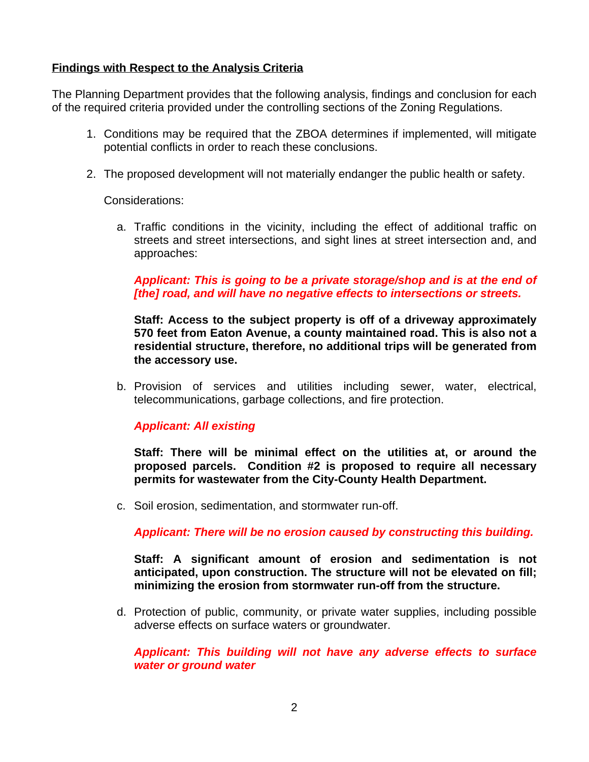**Findings with Respect to the Analysis Criteria**

The Planning Department provides that the following analysis, findings and conclusion for each of the required criteria provided under the controlling sections of the Zoning Regulations.

1. Conditions may be required that the ZBOA determines if implemented, will mitigate potential conflicts in order to reach these conclusions.

2. The proposed development will not materially endanger the public health or safety.

   Considerations:

   a. Traffic conditions in the vicinity, including the effect of additional traffic on streets and street intersections, and sight lines at street intersection and, and approaches:

      ***Applicant: This is going to be a private storage/shop and is at the end of [the] road, and will have no negative effects to intersections or streets.***

      **Staff: Access to the subject property is off of a driveway approximately 570 feet from Eaton Avenue, a county maintained road. This is also not a residential structure, therefore, no additional trips will be generated from the accessory use.**

   b. Provision of services and utilities including sewer, water, electrical, telecommunications, garbage collections, and fire protection.

      ***Applicant: All existing***

      **Staff: There will be minimal effect on the utilities at, or around the proposed parcels. Condition #2 is proposed to require all necessary permits for wastewater from the City-County Health Department.**

   c. Soil erosion, sedimentation, and stormwater run-off.

      ***Applicant: There will be no erosion caused by constructing this building.***

      **Staff: A significant amount of erosion and sedimentation is not anticipated, upon construction. The structure will not be elevated on fill; minimizing the erosion from stormwater run-off from the structure.**

   d. Protection of public, community, or private water supplies, including possible adverse effects on surface waters or groundwater.

      ***Applicant: This building will not have any adverse effects to surface water or ground water***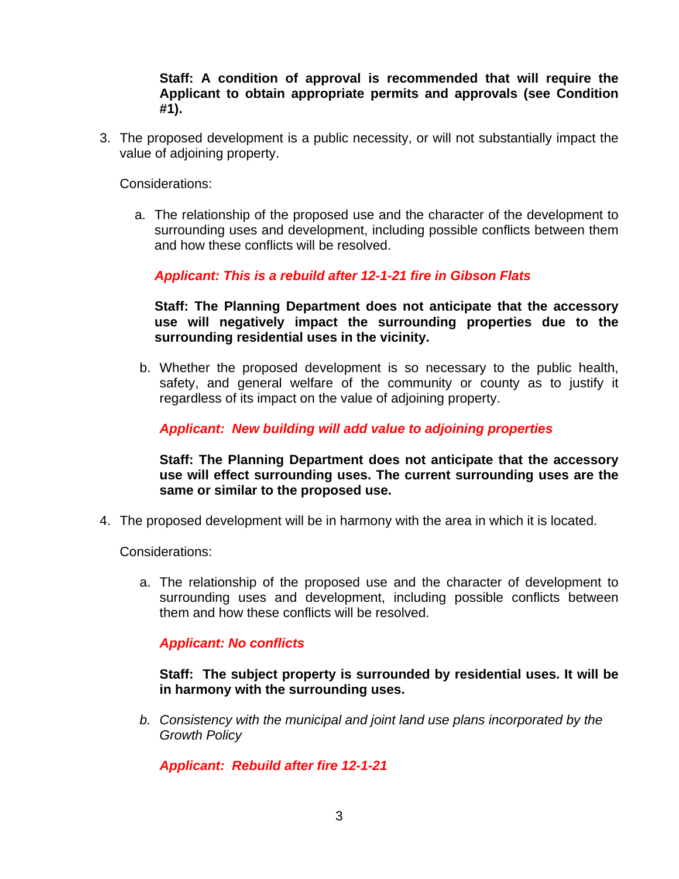**Staff: A condition of approval is recommended that will require the Applicant to obtain appropriate permits and approvals (see Condition #1).**

3. The proposed development is a public necessity, or will not substantially impact the value of adjoining property.

   Considerations:

   a. The relationship of the proposed use and the character of the development to surrounding uses and development, including possible conflicts between them and how these conflicts will be resolved.

      ***Applicant: This is a rebuild after 12-1-21 fire in Gibson Flats***

      **Staff: The Planning Department does not anticipate that the accessory use will negatively impact the surrounding properties due to the surrounding residential uses in the vicinity.**

   b. Whether the proposed development is so necessary to the public health, safety, and general welfare of the community or county as to justify it regardless of its impact on the value of adjoining property.

      ***Applicant: New building will add value to adjoining properties***

      **Staff: The Planning Department does not anticipate that the accessory use will effect surrounding uses. The current surrounding uses are the same or similar to the proposed use.**

4. The proposed development will be in harmony with the area in which it is located.

   Considerations:

   a. The relationship of the proposed use and the character of development to surrounding uses and development, including possible conflicts between them and how these conflicts will be resolved.

      ***Applicant: No conflicts***

      **Staff: The subject property is surrounded by residential uses. It will be in harmony with the surrounding uses.**

   b. *Consistency with the municipal and joint land use plans incorporated by the Growth Policy*

      ***Applicant: Rebuild after fire 12-1-21***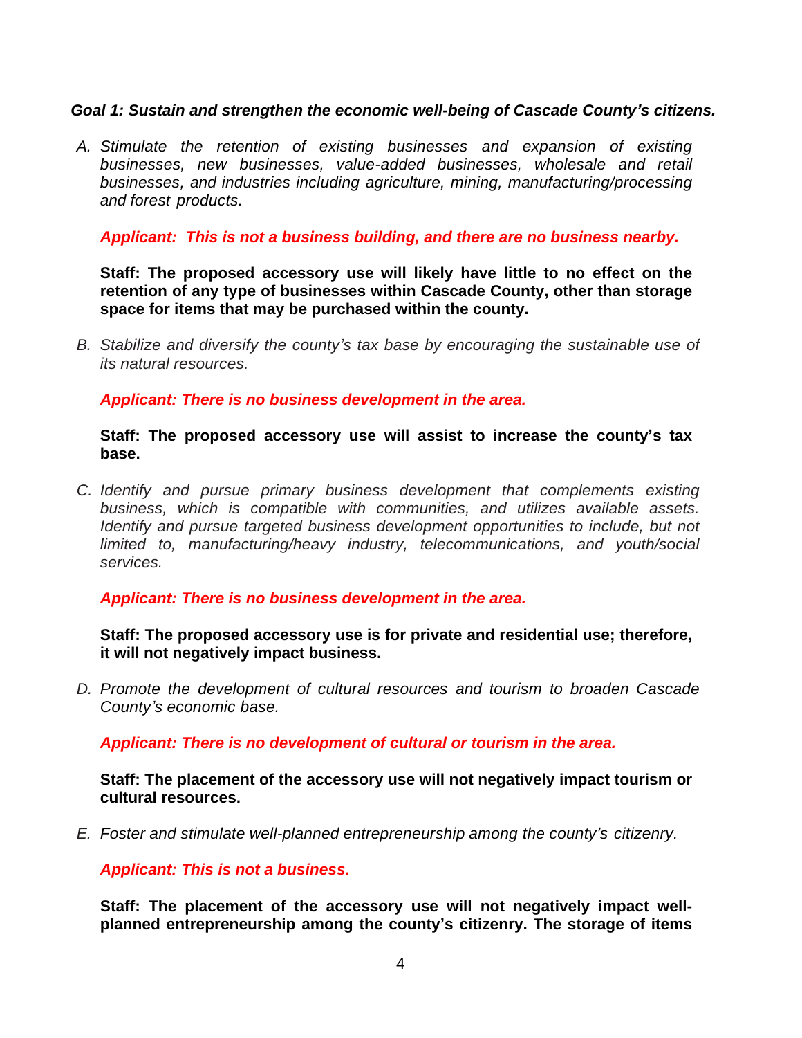***Goal 1: Sustain and strengthen the economic well-being of Cascade County's citizens.***

A. *Stimulate the retention of existing businesses and expansion of existing businesses, new businesses, value-added businesses, wholesale and retail businesses, and industries including agriculture, mining, manufacturing/processing and forest products.*

   ***Applicant: This is not a business building, and there are no business nearby.***

   **Staff: The proposed accessory use will likely have little to no effect on the retention of any type of businesses within Cascade County, other than storage space for items that may be purchased within the county.**

B. *Stabilize and diversify the county's tax base by encouraging the sustainable use of its natural resources.*

   ***Applicant: There is no business development in the area.***

   **Staff: The proposed accessory use will assist to increase the county's tax base.**

C. *Identify and pursue primary business development that complements existing business, which is compatible with communities, and utilizes available assets. Identify and pursue targeted business development opportunities to include, but not limited to, manufacturing/heavy industry, telecommunications, and youth/social services.*

   ***Applicant: There is no business development in the area.***

   **Staff: The proposed accessory use is for private and residential use; therefore, it will not negatively impact business.**

D. *Promote the development of cultural resources and tourism to broaden Cascade County's economic base.*

   ***Applicant: There is no development of cultural or tourism in the area.***

   **Staff: The placement of the accessory use will not negatively impact tourism or cultural resources.**

E. *Foster and stimulate well-planned entrepreneurship among the county's citizenry.*

   ***Applicant: This is not a business.***

   **Staff: The placement of the accessory use will not negatively impact well-planned entrepreneurship among the county's citizenry. The storage of items**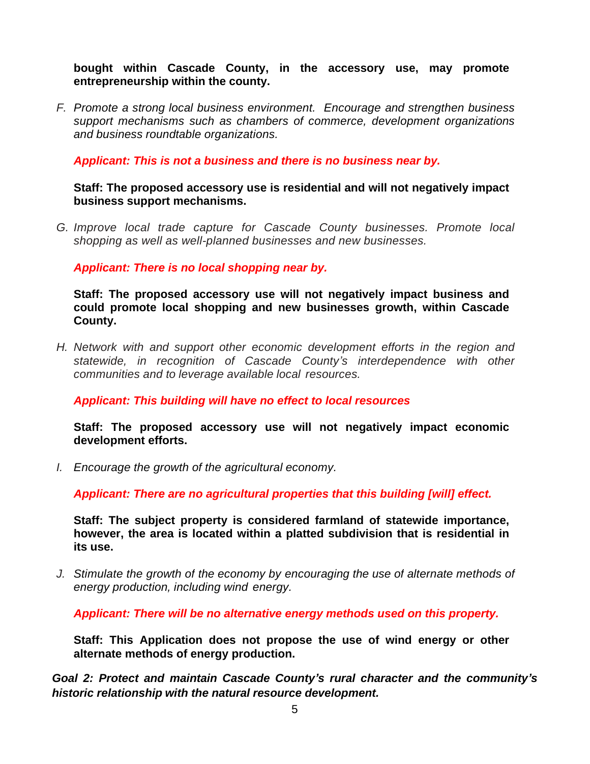**bought within Cascade County, in the accessory use, may promote entrepreneurship within the county.**

F. *Promote a strong local business environment. Encourage and strengthen business support mechanisms such as chambers of commerce, development organizations and business roundtable organizations.*

***Applicant: This is not a business and there is no business near by.***

**Staff: The proposed accessory use is residential and will not negatively impact business support mechanisms.**

G. *Improve local trade capture for Cascade County businesses. Promote local shopping as well as well-planned businesses and new businesses.*

***Applicant: There is no local shopping near by.***

**Staff: The proposed accessory use will not negatively impact business and could promote local shopping and new businesses growth, within Cascade County.**

H. *Network with and support other economic development efforts in the region and statewide, in recognition of Cascade County's interdependence with other communities and to leverage available local resources.*

***Applicant: This building will have no effect to local resources***

**Staff: The proposed accessory use will not negatively impact economic development efforts.**

I. *Encourage the growth of the agricultural economy.*

***Applicant: There are no agricultural properties that this building [will] effect.***

**Staff: The subject property is considered farmland of statewide importance, however, the area is located within a platted subdivision that is residential in its use.**

J. *Stimulate the growth of the economy by encouraging the use of alternate methods of energy production, including wind energy.*

***Applicant: There will be no alternative energy methods used on this property.***

**Staff: This Application does not propose the use of wind energy or other alternate methods of energy production.**

***Goal 2: Protect and maintain Cascade County's rural character and the community's historic relationship with the natural resource development.***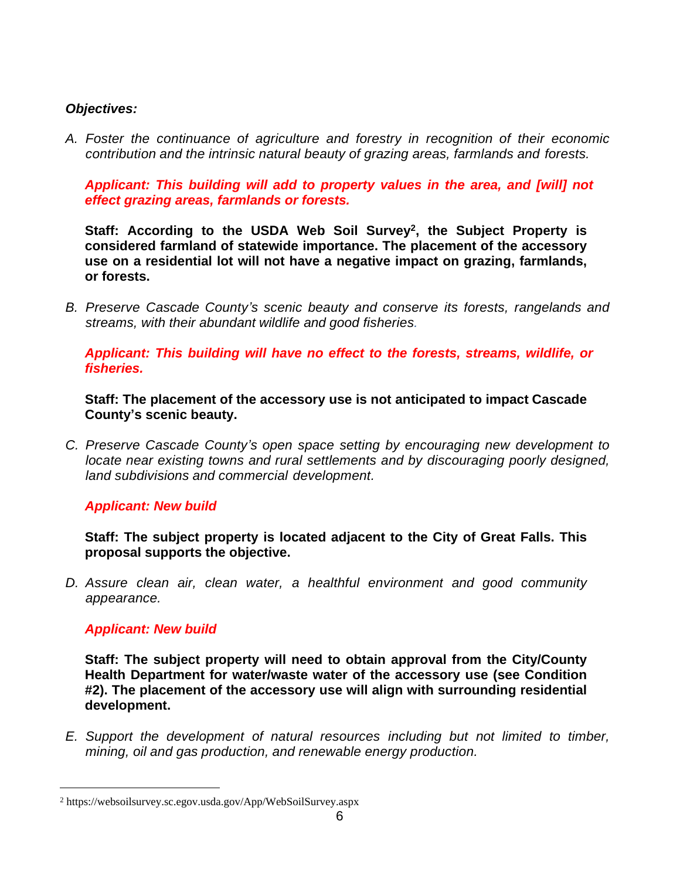***Objectives:***

A. *Foster the continuance of agriculture and forestry in recognition of their economic contribution and the intrinsic natural beauty of grazing areas, farmlands and forests.*

***Applicant: This building will add to property values in the area, and [will] not effect grazing areas, farmlands or forests.***

**Staff: According to the USDA Web Soil Survey[2], the Subject Property is considered farmland of statewide importance. The placement of the accessory use on a residential lot will not have a negative impact on grazing, farmlands, or forests.**

B. *Preserve Cascade County's scenic beauty and conserve its forests, rangelands and streams, with their abundant wildlife and good fisheries.*

***Applicant: This building will have no effect to the forests, streams, wildlife, or fisheries.***

**Staff: The placement of the accessory use is not anticipated to impact Cascade County's scenic beauty.**

C. *Preserve Cascade County's open space setting by encouraging new development to locate near existing towns and rural settlements and by discouraging poorly designed, land subdivisions and commercial development.*

***Applicant: New build***

**Staff: The subject property is located adjacent to the City of Great Falls. This proposal supports the objective.**

D. *Assure clean air, clean water, a healthful environment and good community appearance.*

***Applicant: New build***

**Staff: The subject property will need to obtain approval from the City/County Health Department for water/waste water of the accessory use (see Condition #2). The placement of the accessory use will align with surrounding residential development.**

E. *Support the development of natural resources including but not limited to timber, mining, oil and gas production, and renewable energy production.*

---

[2] https://websoilsurvey.sc.egov.usda.gov/App/WebSoilSurvey.aspx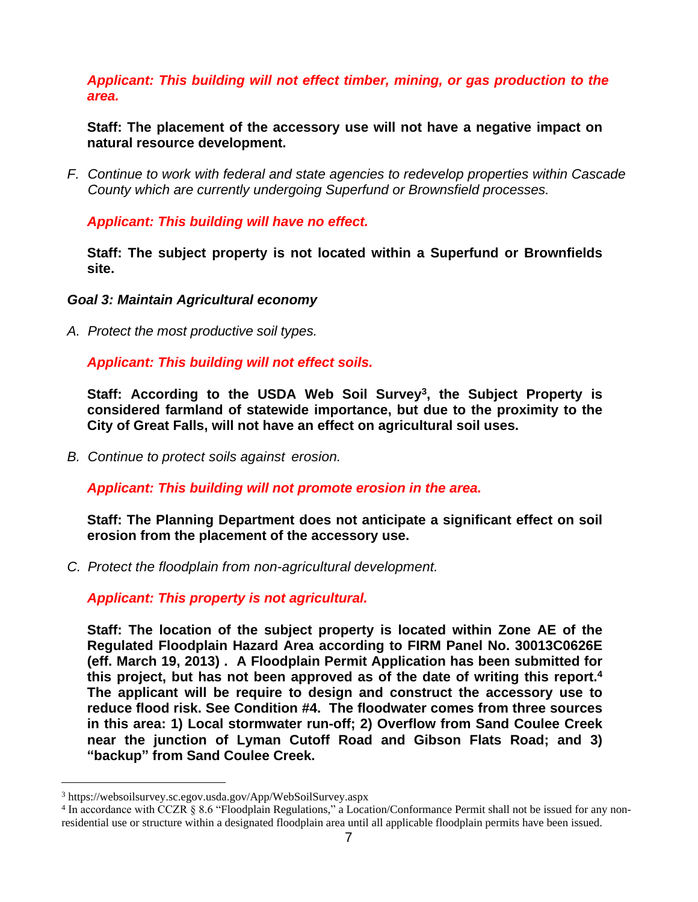***Applicant: This building will not effect timber, mining, or gas production to the area.***

**Staff: The placement of the accessory use will not have a negative impact on natural resource development.**

F. *Continue to work with federal and state agencies to redevelop properties within Cascade County which are currently undergoing Superfund or Brownsfield processes.*

***Applicant: This building will have no effect.***

**Staff: The subject property is not located within a Superfund or Brownfields site.**

***Goal 3: Maintain Agricultural economy***

A. *Protect the most productive soil types.*

***Applicant: This building will not effect soils.***

**Staff: According to the USDA Web Soil Survey[3], the Subject Property is considered farmland of statewide importance, but due to the proximity to the City of Great Falls, will not have an effect on agricultural soil uses.**

B. *Continue to protect soils against erosion.*

***Applicant: This building will not promote erosion in the area.***

**Staff: The Planning Department does not anticipate a significant effect on soil erosion from the placement of the accessory use.**

C. *Protect the floodplain from non-agricultural development.*

***Applicant: This property is not agricultural.***

**Staff: The location of the subject property is located within Zone AE of the Regulated Floodplain Hazard Area according to FIRM Panel No. 30013C0626E (eff. March 19, 2013) . A Floodplain Permit Application has been submitted for this project, but has not been approved as of the date of writing this report.[4] The applicant will be require to design and construct the accessory use to reduce flood risk. See Condition #4. The floodwater comes from three sources in this area: 1) Local stormwater run-off; 2) Overflow from Sand Coulee Creek near the junction of Lyman Cutoff Road and Gibson Flats Road; and 3) "backup" from Sand Coulee Creek.**

---

[3] https://websoilsurvey.sc.egov.usda.gov/App/WebSoilSurvey.aspx

[4] In accordance with CCZR § 8.6 "Floodplain Regulations," a Location/Conformance Permit shall not be issued for any non-residential use or structure within a designated floodplain area until all applicable floodplain permits have been issued.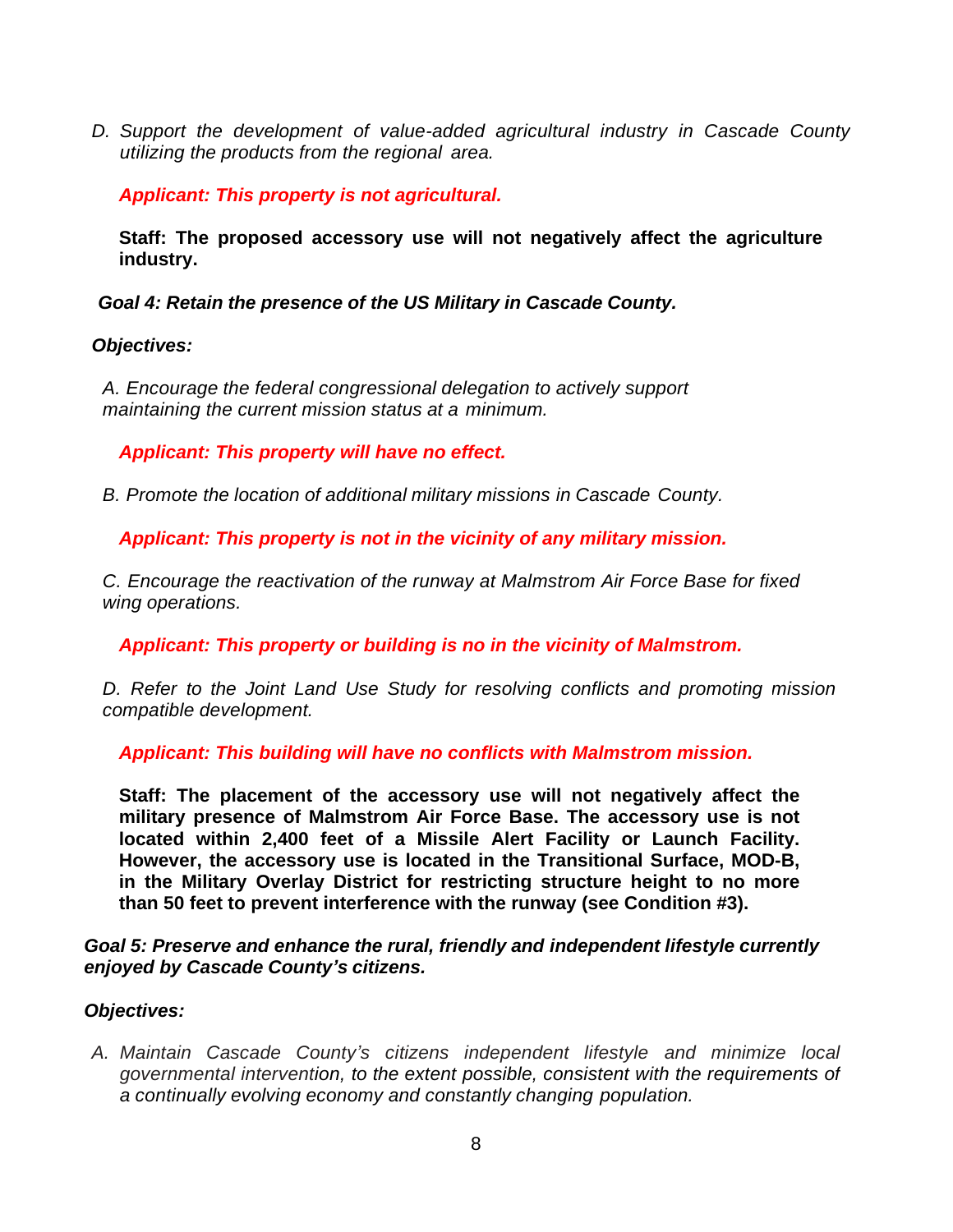*D. Support the development of value-added agricultural industry in Cascade County utilizing the products from the regional area.*

***Applicant: This property is not agricultural.***

**Staff: The proposed accessory use will not negatively affect the agriculture industry.**

***Goal 4: Retain the presence of the US Military in Cascade County.***

***Objectives:***

*A. Encourage the federal congressional delegation to actively support maintaining the current mission status at a minimum.*

***Applicant: This property will have no effect.***

*B. Promote the location of additional military missions in Cascade County.*

***Applicant: This property is not in the vicinity of any military mission.***

*C. Encourage the reactivation of the runway at Malmstrom Air Force Base for fixed wing operations.*

***Applicant: This property or building is no in the vicinity of Malmstrom.***

*D. Refer to the Joint Land Use Study for resolving conflicts and promoting mission compatible development.*

***Applicant: This building will have no conflicts with Malmstrom mission.***

**Staff: The placement of the accessory use will not negatively affect the military presence of Malmstrom Air Force Base. The accessory use is not located within 2,400 feet of a Missile Alert Facility or Launch Facility. However, the accessory use is located in the Transitional Surface, MOD-B, in the Military Overlay District for restricting structure height to no more than 50 feet to prevent interference with the runway (see Condition #3).**

***Goal 5: Preserve and enhance the rural, friendly and independent lifestyle currently enjoyed by Cascade County's citizens.***

***Objectives:***

*A. Maintain Cascade County's citizens independent lifestyle and minimize local governmental intervention, to the extent possible, consistent with the requirements of a continually evolving economy and constantly changing population.*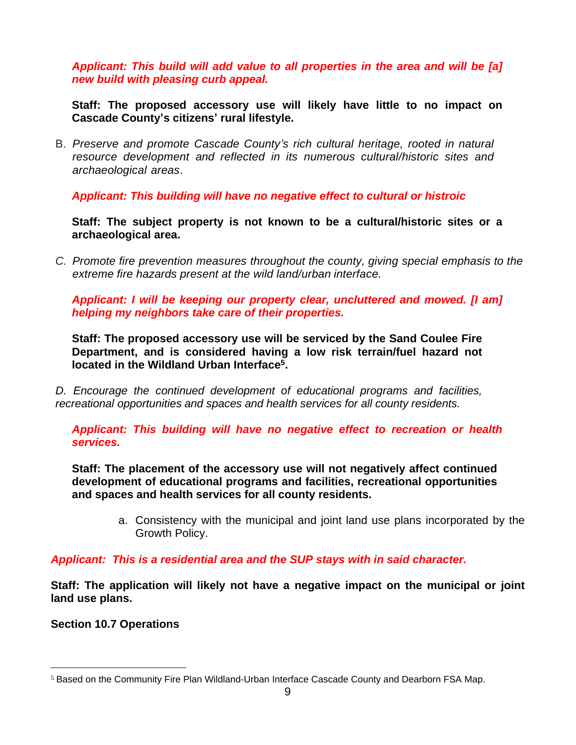***Applicant: This build will add value to all properties in the area and will be [a] new build with pleasing curb appeal.***

**Staff: The proposed accessory use will likely have little to no impact on Cascade County's citizens' rural lifestyle.**

B. *Preserve and promote Cascade County's rich cultural heritage, rooted in natural resource development and reflected in its numerous cultural/historic sites and archaeological areas*.

***Applicant: This building will have no negative effect to cultural or histroic***

**Staff: The subject property is not known to be a cultural/historic sites or a archaeological area.**

C. *Promote fire prevention measures throughout the county, giving special emphasis to the extreme fire hazards present at the wild land/urban interface.*

***Applicant: I will be keeping our property clear, uncluttered and mowed. [I am] helping my neighbors take care of their properties.***

**Staff: The proposed accessory use will be serviced by the Sand Coulee Fire Department, and is considered having a low risk terrain/fuel hazard not located in the Wildland Urban Interface[5].**

D. *Encourage the continued development of educational programs and facilities, recreational opportunities and spaces and health services for all county residents.*

***Applicant: This building will have no negative effect to recreation or health services.***

**Staff: The placement of the accessory use will not negatively affect continued development of educational programs and facilities, recreational opportunities and spaces and health services for all county residents.**

a. Consistency with the municipal and joint land use plans incorporated by the Growth Policy.

***Applicant: This is a residential area and the SUP stays with in said character.***

**Staff: The application will likely not have a negative impact on the municipal or joint land use plans.**

**Section 10.7 Operations**

[5] Based on the Community Fire Plan Wildland-Urban Interface Cascade County and Dearborn FSA Map.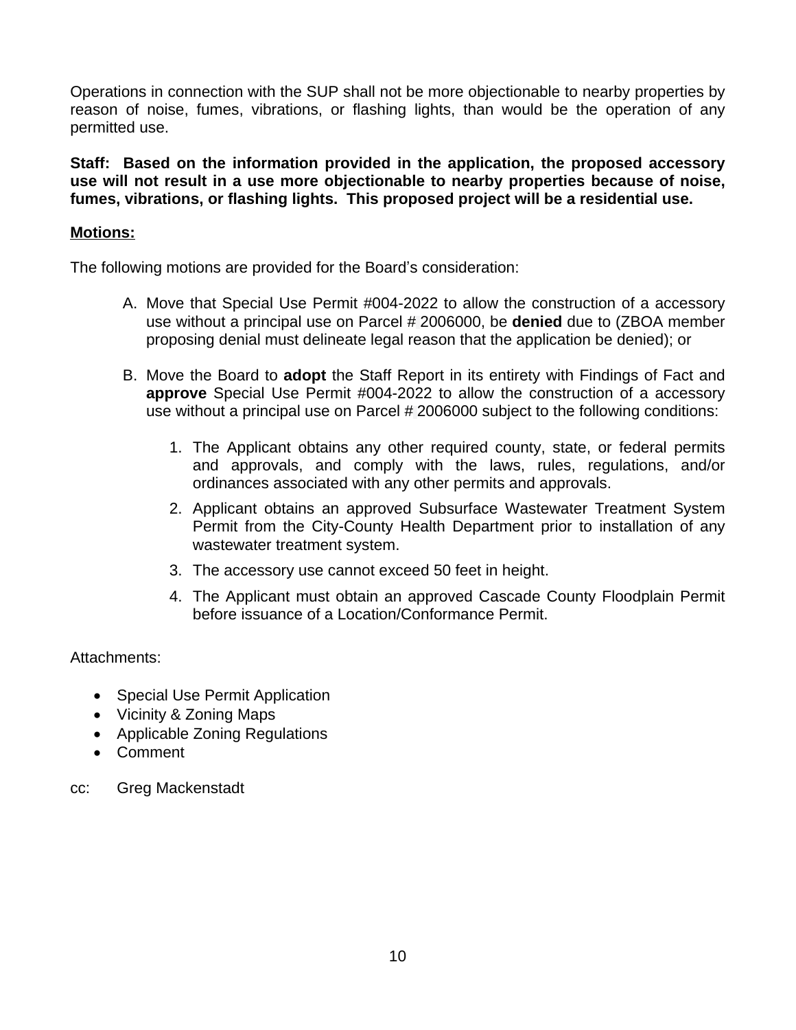Operations in connection with the SUP shall not be more objectionable to nearby properties by reason of noise, fumes, vibrations, or flashing lights, than would be the operation of any permitted use.

**Staff: Based on the information provided in the application, the proposed accessory use will not result in a use more objectionable to nearby properties because of noise, fumes, vibrations, or flashing lights. This proposed project will be a residential use.**

**Motions:**

The following motions are provided for the Board's consideration:

A. Move that Special Use Permit #004-2022 to allow the construction of a accessory use without a principal use on Parcel # 2006000, be **denied** due to (ZBOA member proposing denial must delineate legal reason that the application be denied); or

B. Move the Board to **adopt** the Staff Report in its entirety with Findings of Fact and **approve** Special Use Permit #004-2022 to allow the construction of a accessory use without a principal use on Parcel # 2006000 subject to the following conditions:

   1. The Applicant obtains any other required county, state, or federal permits and approvals, and comply with the laws, rules, regulations, and/or ordinances associated with any other permits and approvals.
   2. Applicant obtains an approved Subsurface Wastewater Treatment System Permit from the City-County Health Department prior to installation of any wastewater treatment system.
   3. The accessory use cannot exceed 50 feet in height.
   4. The Applicant must obtain an approved Cascade County Floodplain Permit before issuance of a Location/Conformance Permit.

Attachments:

- Special Use Permit Application
- Vicinity & Zoning Maps
- Applicable Zoning Regulations
- Comment

cc: Greg Mackenstadt